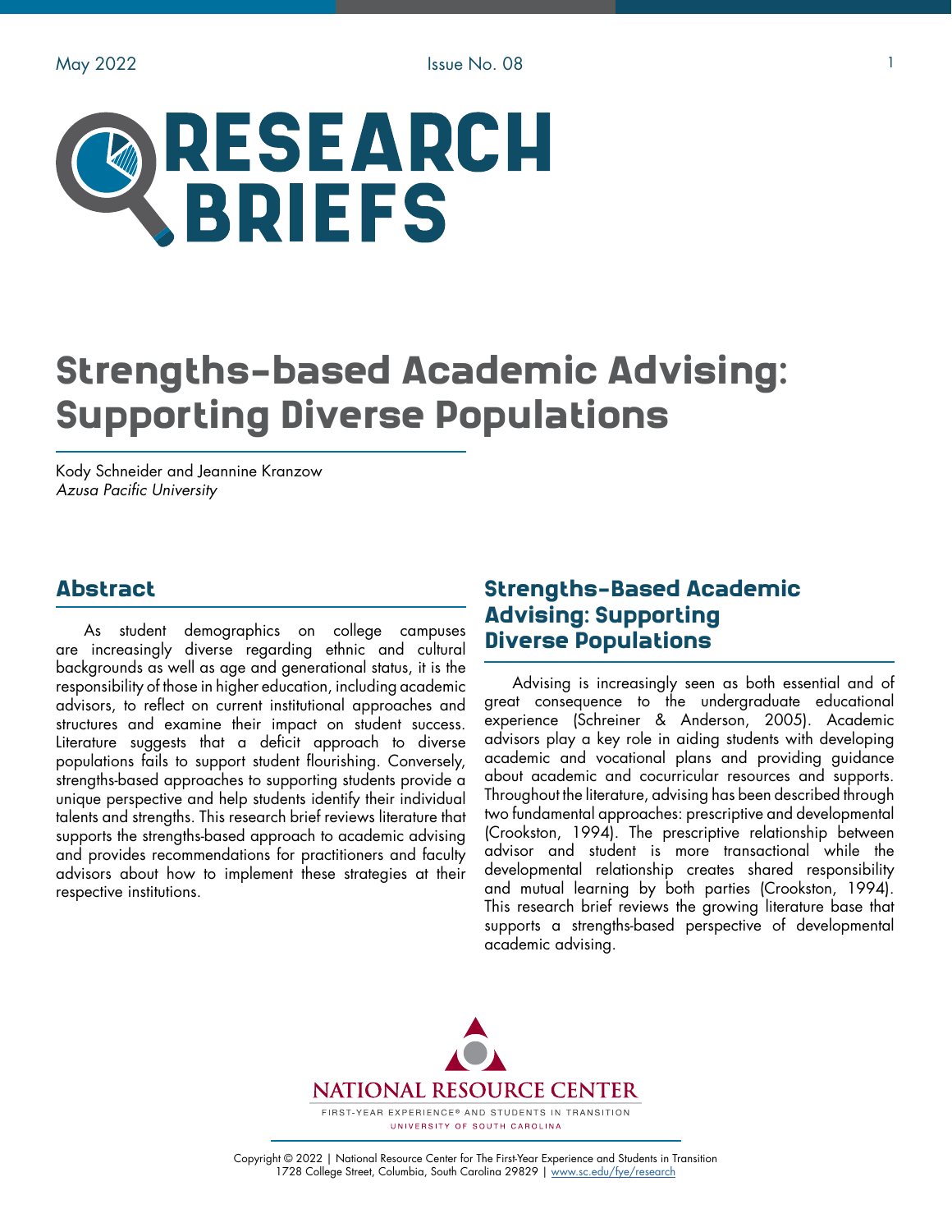# Research Briefs

# Strengths-based Academic Advising: Supporting Diverse Populations

Kody Schneider and Jeannine Kranzow
*Azusa Pacific University*

## Abstract

As student demographics on college campuses are increasingly diverse regarding ethnic and cultural backgrounds as well as age and generational status, it is the responsibility of those in higher education, including academic advisors, to reflect on current institutional approaches and structures and examine their impact on student success. Literature suggests that a deficit approach to diverse populations fails to support student flourishing. Conversely, strengths-based approaches to supporting students provide a unique perspective and help students identify their individual talents and strengths. This research brief reviews literature that supports the strengths-based approach to academic advising and provides recommendations for practitioners and faculty advisors about how to implement these strategies at their respective institutions.

## Strengths-Based Academic Advising: Supporting Diverse Populations

Advising is increasingly seen as both essential and of great consequence to the undergraduate educational experience (Schreiner & Anderson, 2005). Academic advisors play a key role in aiding students with developing academic and vocational plans and providing guidance about academic and cocurricular resources and supports. Throughout the literature, advising has been described through two fundamental approaches: prescriptive and developmental (Crookston, 1994). The prescriptive relationship between advisor and student is more transactional while the developmental relationship creates shared responsibility and mutual learning by both parties (Crookston, 1994). This research brief reviews the growing literature base that supports a strengths-based perspective of developmental academic advising.

NATIONAL RESOURCE CENTER
FIRST-YEAR EXPERIENCE® AND STUDENTS IN TRANSITION
UNIVERSITY OF SOUTH CAROLINA

Copyright © 2022 | National Resource Center for The First-Year Experience and Students in Transition
1728 College Street, Columbia, South Carolina 29829 | www.sc.edu/fye/research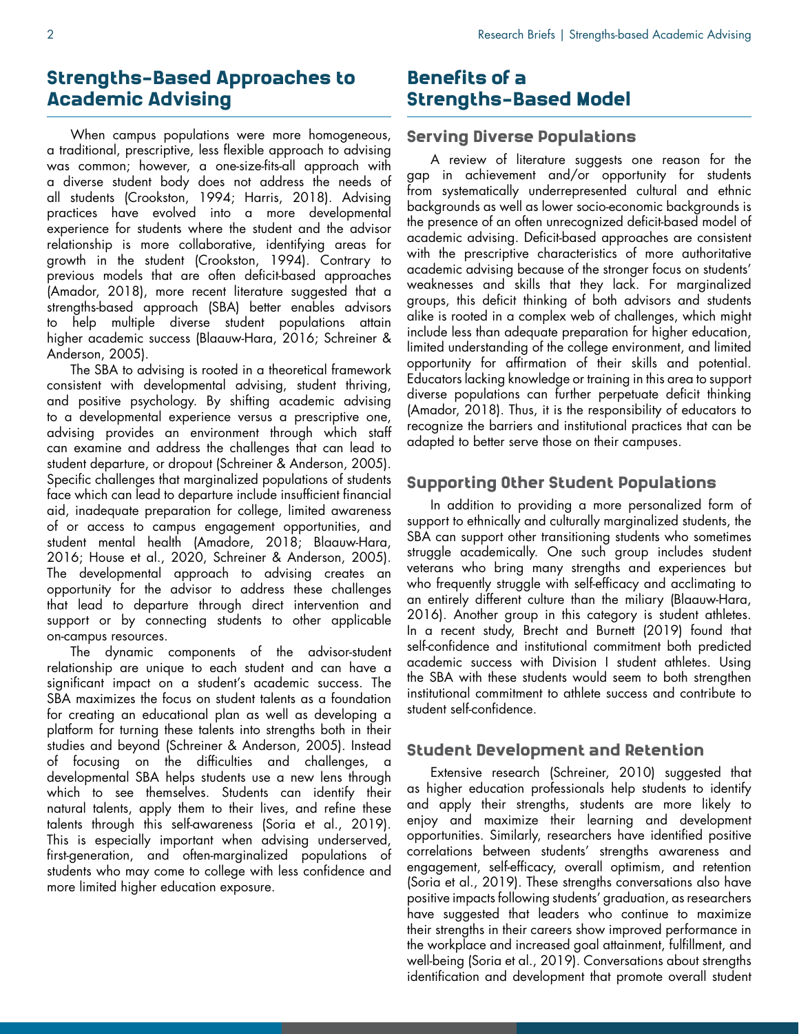## Strengths-Based Approaches to Academic Advising

When campus populations were more homogeneous, a traditional, prescriptive, less flexible approach to advising was common; however, a one-size-fits-all approach with a diverse student body does not address the needs of all students (Crookston, 1994; Harris, 2018). Advising practices have evolved into a more developmental experience for students where the student and the advisor relationship is more collaborative, identifying areas for growth in the student (Crookston, 1994). Contrary to previous models that are often deficit-based approaches (Amador, 2018), more recent literature suggested that a strengths-based approach (SBA) better enables advisors to help multiple diverse student populations attain higher academic success (Blaauw-Hara, 2016; Schreiner & Anderson, 2005).

The SBA to advising is rooted in a theoretical framework consistent with developmental advising, student thriving, and positive psychology. By shifting academic advising to a developmental experience versus a prescriptive one, advising provides an environment through which staff can examine and address the challenges that can lead to student departure, or dropout (Schreiner & Anderson, 2005). Specific challenges that marginalized populations of students face which can lead to departure include insufficient financial aid, inadequate preparation for college, limited awareness of or access to campus engagement opportunities, and student mental health (Amadore, 2018; Blaauw-Hara, 2016; House et al., 2020, Schreiner & Anderson, 2005). The developmental approach to advising creates an opportunity for the advisor to address these challenges that lead to departure through direct intervention and support or by connecting students to other applicable on-campus resources.

The dynamic components of the advisor-student relationship are unique to each student and can have a significant impact on a student's academic success. The SBA maximizes the focus on student talents as a foundation for creating an educational plan as well as developing a platform for turning these talents into strengths both in their studies and beyond (Schreiner & Anderson, 2005). Instead of focusing on the difficulties and challenges, a developmental SBA helps students use a new lens through which to see themselves. Students can identify their natural talents, apply them to their lives, and refine these talents through this self-awareness (Soria et al., 2019). This is especially important when advising underserved, first-generation, and often-marginalized populations of students who may come to college with less confidence and more limited higher education exposure.

## Benefits of a Strengths-Based Model

### Serving Diverse Populations

A review of literature suggests one reason for the gap in achievement and/or opportunity for students from systematically underrepresented cultural and ethnic backgrounds as well as lower socio-economic backgrounds is the presence of an often unrecognized deficit-based model of academic advising. Deficit-based approaches are consistent with the prescriptive characteristics of more authoritative academic advising because of the stronger focus on students' weaknesses and skills that they lack. For marginalized groups, this deficit thinking of both advisors and students alike is rooted in a complex web of challenges, which might include less than adequate preparation for higher education, limited understanding of the college environment, and limited opportunity for affirmation of their skills and potential. Educators lacking knowledge or training in this area to support diverse populations can further perpetuate deficit thinking (Amador, 2018). Thus, it is the responsibility of educators to recognize the barriers and institutional practices that can be adapted to better serve those on their campuses.

### Supporting Other Student Populations

In addition to providing a more personalized form of support to ethnically and culturally marginalized students, the SBA can support other transitioning students who sometimes struggle academically. One such group includes student veterans who bring many strengths and experiences but who frequently struggle with self-efficacy and acclimating to an entirely different culture than the miliary (Blaauw-Hara, 2016). Another group in this category is student athletes. In a recent study, Brecht and Burnett (2019) found that self-confidence and institutional commitment both predicted academic success with Division I student athletes. Using the SBA with these students would seem to both strengthen institutional commitment to athlete success and contribute to student self-confidence.

### Student Development and Retention

Extensive research (Schreiner, 2010) suggested that as higher education professionals help students to identify and apply their strengths, students are more likely to enjoy and maximize their learning and development opportunities. Similarly, researchers have identified positive correlations between students' strengths awareness and engagement, self-efficacy, overall optimism, and retention (Soria et al., 2019). These strengths conversations also have positive impacts following students' graduation, as researchers have suggested that leaders who continue to maximize their strengths in their careers show improved performance in the workplace and increased goal attainment, fulfillment, and well-being (Soria et al., 2019). Conversations about strengths identification and development that promote overall student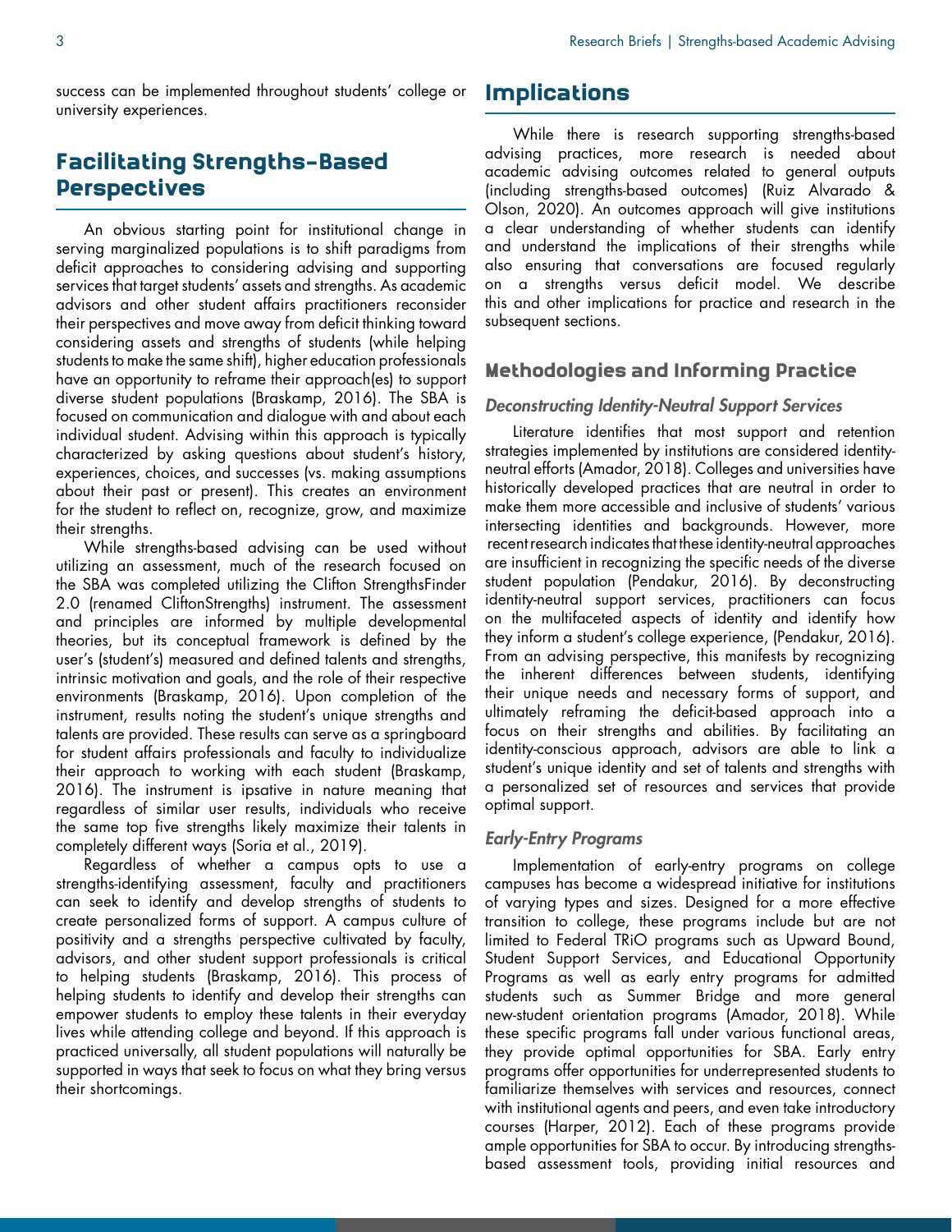success can be implemented throughout students' college or university experiences.

## Facilitating Strengths-Based Perspectives

An obvious starting point for institutional change in serving marginalized populations is to shift paradigms from deficit approaches to considering advising and supporting services that target students' assets and strengths. As academic advisors and other student affairs practitioners reconsider their perspectives and move away from deficit thinking toward considering assets and strengths of students (while helping students to make the same shift), higher education professionals have an opportunity to reframe their approach(es) to support diverse student populations (Braskamp, 2016). The SBA is focused on communication and dialogue with and about each individual student. Advising within this approach is typically characterized by asking questions about student's history, experiences, choices, and successes (vs. making assumptions about their past or present). This creates an environment for the student to reflect on, recognize, grow, and maximize their strengths.

While strengths-based advising can be used without utilizing an assessment, much of the research focused on the SBA was completed utilizing the Clifton StrengthsFinder 2.0 (renamed CliftonStrengths) instrument. The assessment and principles are informed by multiple developmental theories, but its conceptual framework is defined by the user's (student's) measured and defined talents and strengths, intrinsic motivation and goals, and the role of their respective environments (Braskamp, 2016). Upon completion of the instrument, results noting the student's unique strengths and talents are provided. These results can serve as a springboard for student affairs professionals and faculty to individualize their approach to working with each student (Braskamp, 2016). The instrument is ipsative in nature meaning that regardless of similar user results, individuals who receive the same top five strengths likely maximize their talents in completely different ways (Soria et al., 2019).

Regardless of whether a campus opts to use a strengths-identifying assessment, faculty and practitioners can seek to identify and develop strengths of students to create personalized forms of support. A campus culture of positivity and a strengths perspective cultivated by faculty, advisors, and other student support professionals is critical to helping students (Braskamp, 2016). This process of helping students to identify and develop their strengths can empower students to employ these talents in their everyday lives while attending college and beyond. If this approach is practiced universally, all student populations will naturally be supported in ways that seek to focus on what they bring versus their shortcomings.

## Implications

While there is research supporting strengths-based advising practices, more research is needed about academic advising outcomes related to general outputs (including strengths-based outcomes) (Ruiz Alvarado & Olson, 2020). An outcomes approach will give institutions a clear understanding of whether students can identify and understand the implications of their strengths while also ensuring that conversations are focused regularly on a strengths versus deficit model. We describe this and other implications for practice and research in the subsequent sections.

### Methodologies and Informing Practice

#### *Deconstructing Identity-Neutral Support Services*

Literature identifies that most support and retention strategies implemented by institutions are considered identity-neutral efforts (Amador, 2018). Colleges and universities have historically developed practices that are neutral in order to make them more accessible and inclusive of students' various intersecting identities and backgrounds. However, more recent research indicates that these identity-neutral approaches are insufficient in recognizing the specific needs of the diverse student population (Pendakur, 2016). By deconstructing identity-neutral support services, practitioners can focus on the multifaceted aspects of identity and identify how they inform a student's college experience, (Pendakur, 2016). From an advising perspective, this manifests by recognizing the inherent differences between students, identifying their unique needs and necessary forms of support, and ultimately reframing the deficit-based approach into a focus on their strengths and abilities. By facilitating an identity-conscious approach, advisors are able to link a student's unique identity and set of talents and strengths with a personalized set of resources and services that provide optimal support.

#### *Early-Entry Programs*

Implementation of early-entry programs on college campuses has become a widespread initiative for institutions of varying types and sizes. Designed for a more effective transition to college, these programs include but are not limited to Federal TRiO programs such as Upward Bound, Student Support Services, and Educational Opportunity Programs as well as early entry programs for admitted students such as Summer Bridge and more general new-student orientation programs (Amador, 2018). While these specific programs fall under various functional areas, they provide optimal opportunities for SBA. Early entry programs offer opportunities for underrepresented students to familiarize themselves with services and resources, connect with institutional agents and peers, and even take introductory courses (Harper, 2012). Each of these programs provide ample opportunities for SBA to occur. By introducing strengths-based assessment tools, providing initial resources and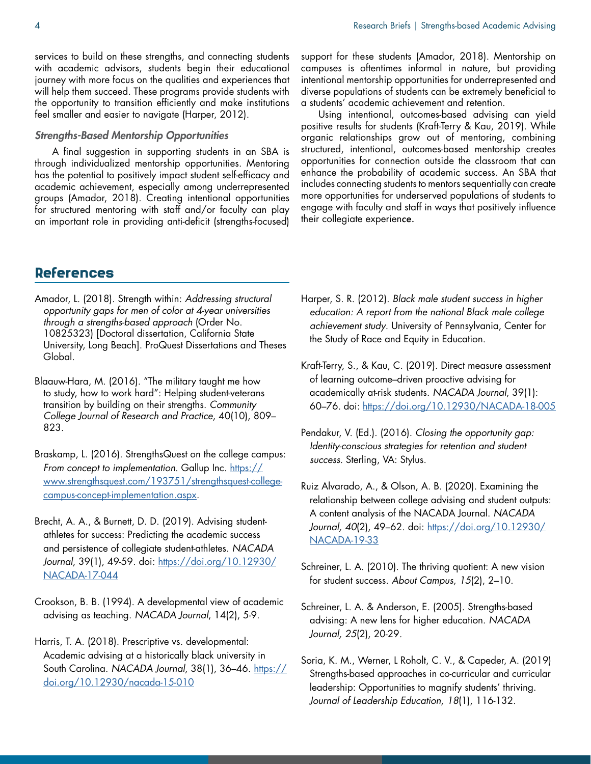services to build on these strengths, and connecting students with academic advisors, students begin their educational journey with more focus on the qualities and experiences that will help them succeed. These programs provide students with the opportunity to transition efficiently and make institutions feel smaller and easier to navigate (Harper, 2012).

### *Strengths-Based Mentorship Opportunities*

A final suggestion in supporting students in an SBA is through individualized mentorship opportunities. Mentoring has the potential to positively impact student self-efficacy and academic achievement, especially among underrepresented groups (Amador, 2018). Creating intentional opportunities for structured mentoring with staff and/or faculty can play an important role in providing anti-deficit (strengths-focused) support for these students (Amador, 2018). Mentorship on campuses is oftentimes informal in nature, but providing intentional mentorship opportunities for underrepresented and diverse populations of students can be extremely beneficial to a students' academic achievement and retention.

Using intentional, outcomes-based advising can yield positive results for students (Kraft-Terry & Kau, 2019). While organic relationships grow out of mentoring, combining structured, intentional, outcomes-based mentorship creates opportunities for connection outside the classroom that can enhance the probability of academic success. An SBA that includes connecting students to mentors sequentially can create more opportunities for underserved populations of students to engage with faculty and staff in ways that positively influence their collegiate experience.

## References

Amador, L. (2018). Strength within: *Addressing structural opportunity gaps for men of color at 4-year universities through a strengths-based approach* (Order No. 10825323) [Doctoral dissertation, California State University, Long Beach]. ProQuest Dissertations and Theses Global.

Blaauw-Hara, M. (2016). "The military taught me how to study, how to work hard": Helping student-veterans transition by building on their strengths. *Community College Journal of Research and Practice*, 40(10), 809–823.

Braskamp, L. (2016). StrengthsQuest on the college campus: *From concept to implementation.* Gallup Inc. https://www.strengthsquest.com/193751/strengthsquest-college-campus-concept-implementation.aspx.

Brecht, A. A., & Burnett, D. D. (2019). Advising student-athletes for success: Predicting the academic success and persistence of collegiate student-athletes. *NACADA Journal*, 39(1), 49-59. doi: https://doi.org/10.12930/NACADA-17-044

Crookson, B. B. (1994). A developmental view of academic advising as teaching. *NACADA Journal*, 14(2), 5-9.

Harris, T. A. (2018). Prescriptive vs. developmental: Academic advising at a historically black university in South Carolina. *NACADA Journal*, 38(1), 36–46. https://doi.org/10.12930/nacada-15-010

Harper, S. R. (2012). *Black male student success in higher education: A report from the national Black male college achievement study.* University of Pennsylvania, Center for the Study of Race and Equity in Education.

Kraft-Terry, S., & Kau, C. (2019). Direct measure assessment of learning outcome–driven proactive advising for academically at-risk students. *NACADA Journal*, 39(1): 60–76. doi: https://doi.org/10.12930/NACADA-18-005

Pendakur, V. (Ed.). (2016). *Closing the opportunity gap: Identity-conscious strategies for retention and student success.* Sterling, VA: Stylus.

Ruiz Alvarado, A., & Olson, A. B. (2020). Examining the relationship between college advising and student outputs: A content analysis of the NACADA Journal. *NACADA Journal, 40*(2), 49–62. doi: https://doi.org/10.12930/NACADA-19-33

Schreiner, L. A. (2010). The thriving quotient: A new vision for student success. *About Campus, 15*(2), 2–10.

Schreiner, L. A. & Anderson, E. (2005). Strengths-based advising: A new lens for higher education. *NACADA Journal, 25*(2), 20-29.

Soria, K. M., Werner, L Roholt, C. V., & Capeder, A. (2019) Strengths-based approaches in co-curricular and curricular leadership: Opportunities to magnify students' thriving. *Journal of Leadership Education, 18*(1), 116-132.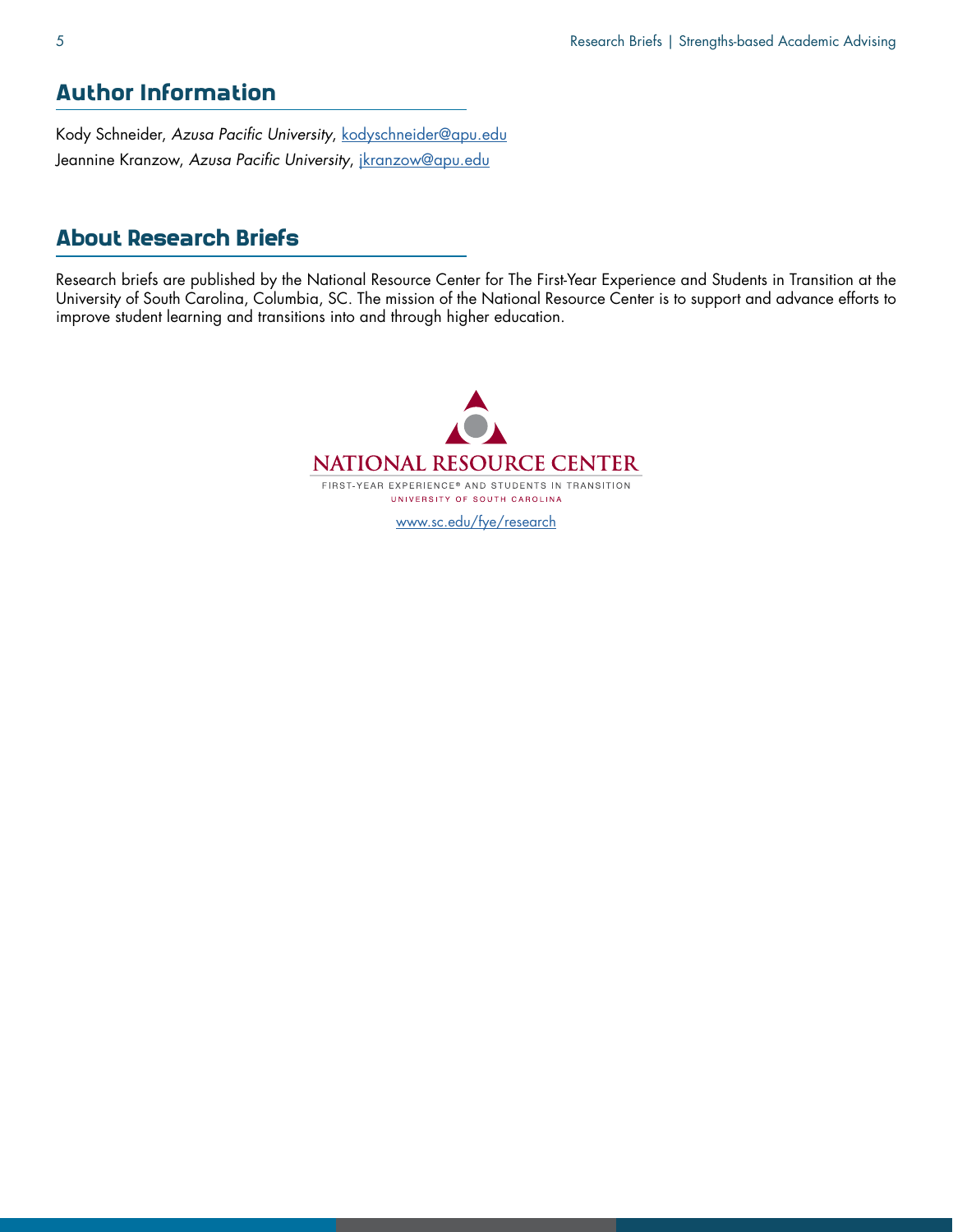## Author Information

Kody Schneider, *Azusa Pacific University*, kodyschneider@apu.edu
Jeannine Kranzow, *Azusa Pacific University*, jkranzow@apu.edu

## About Research Briefs

Research briefs are published by the National Resource Center for The First-Year Experience and Students in Transition at the University of South Carolina, Columbia, SC. The mission of the National Resource Center is to support and advance efforts to improve student learning and transitions into and through higher education.

NATIONAL RESOURCE CENTER
FIRST-YEAR EXPERIENCE® AND STUDENTS IN TRANSITION
UNIVERSITY OF SOUTH CAROLINA

www.sc.edu/fye/research